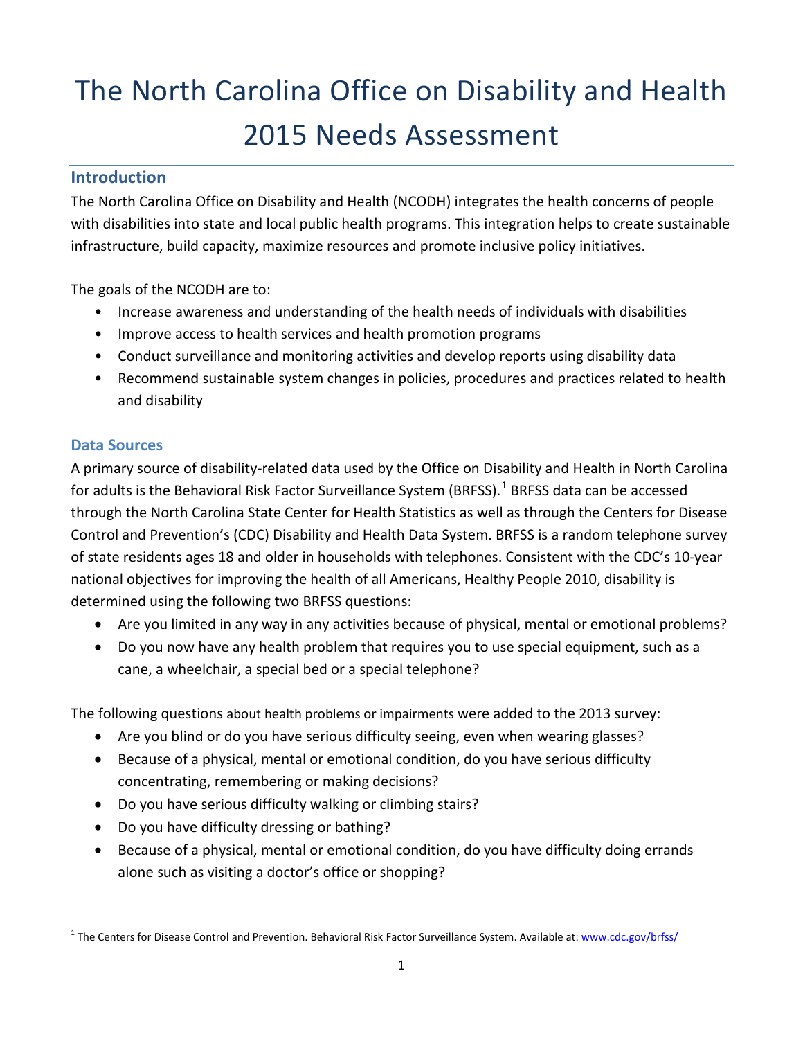# The North Carolina Office on Disability and Health 2015 Needs Assessment

## Introduction

The North Carolina Office on Disability and Health (NCODH) integrates the health concerns of people with disabilities into state and local public health programs. This integration helps to create sustainable infrastructure, build capacity, maximize resources and promote inclusive policy initiatives.

The goals of the NCODH are to:

- Increase awareness and understanding of the health needs of individuals with disabilities
- Improve access to health services and health promotion programs
- Conduct surveillance and monitoring activities and develop reports using disability data
- Recommend sustainable system changes in policies, procedures and practices related to health and disability

## Data Sources

A primary source of disability-related data used by the Office on Disability and Health in North Carolina for adults is the Behavioral Risk Factor Surveillance System (BRFSS).[1] BRFSS data can be accessed through the North Carolina State Center for Health Statistics as well as through the Centers for Disease Control and Prevention's (CDC) Disability and Health Data System. BRFSS is a random telephone survey of state residents ages 18 and older in households with telephones. Consistent with the CDC's 10-year national objectives for improving the health of all Americans, Healthy People 2010, disability is determined using the following two BRFSS questions:

- Are you limited in any way in any activities because of physical, mental or emotional problems?
- Do you now have any health problem that requires you to use special equipment, such as a cane, a wheelchair, a special bed or a special telephone?

The following questions about health problems or impairments were added to the 2013 survey:

- Are you blind or do you have serious difficulty seeing, even when wearing glasses?
- Because of a physical, mental or emotional condition, do you have serious difficulty concentrating, remembering or making decisions?
- Do you have serious difficulty walking or climbing stairs?
- Do you have difficulty dressing or bathing?
- Because of a physical, mental or emotional condition, do you have difficulty doing errands alone such as visiting a doctor's office or shopping?

[1] The Centers for Disease Control and Prevention. Behavioral Risk Factor Surveillance System. Available at: www.cdc.gov/brfss/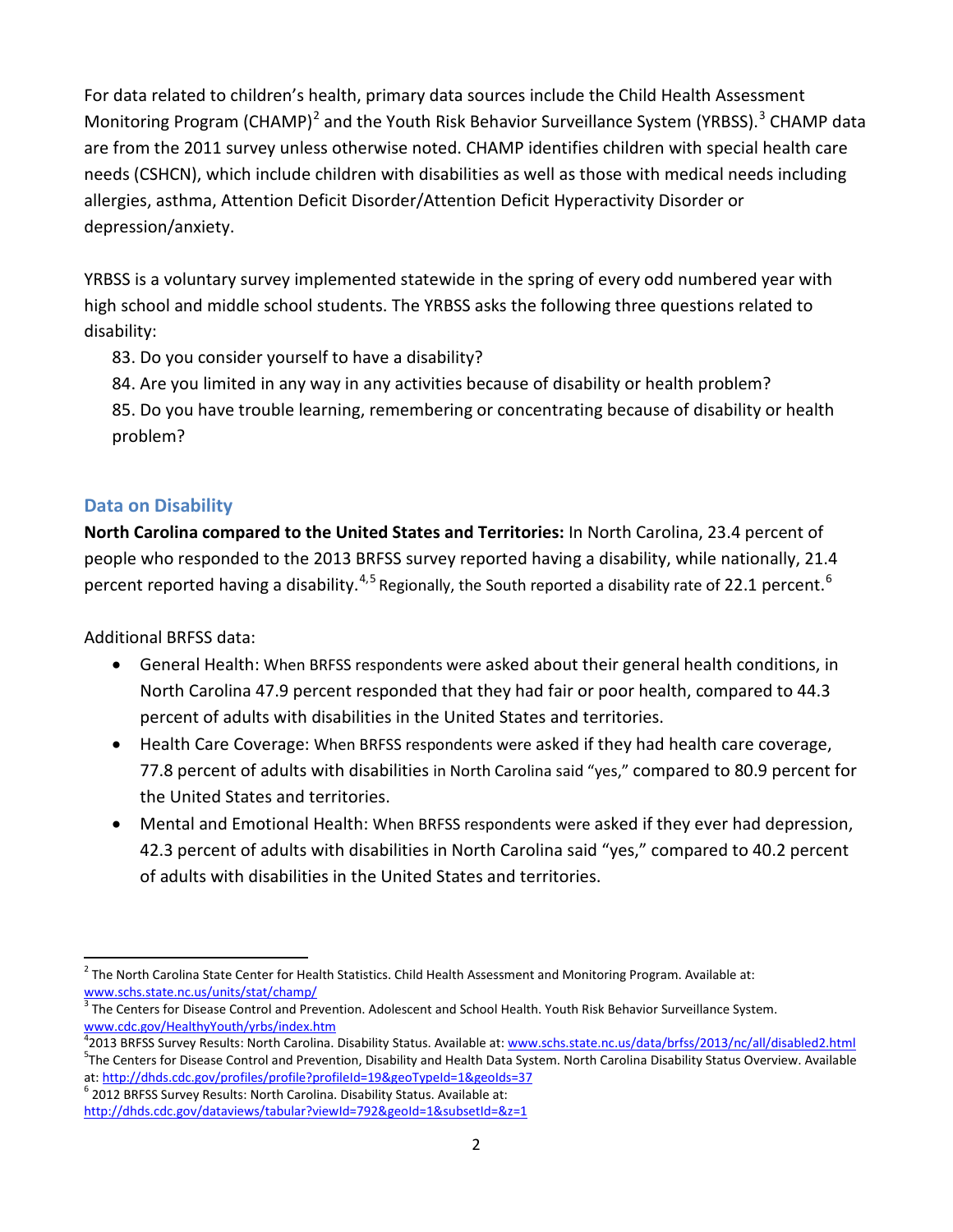For data related to children's health, primary data sources include the Child Health Assessment Monitoring Program (CHAMP)[2] and the Youth Risk Behavior Surveillance System (YRBSS).[3] CHAMP data are from the 2011 survey unless otherwise noted. CHAMP identifies children with special health care needs (CSHCN), which include children with disabilities as well as those with medical needs including allergies, asthma, Attention Deficit Disorder/Attention Deficit Hyperactivity Disorder or depression/anxiety.

YRBSS is a voluntary survey implemented statewide in the spring of every odd numbered year with high school and middle school students. The YRBSS asks the following three questions related to disability:

83. Do you consider yourself to have a disability?
84. Are you limited in any way in any activities because of disability or health problem?
85. Do you have trouble learning, remembering or concentrating because of disability or health problem?

## Data on Disability

**North Carolina compared to the United States and Territories:** In North Carolina, 23.4 percent of people who responded to the 2013 BRFSS survey reported having a disability, while nationally, 21.4 percent reported having a disability.[4,5] Regionally, the South reported a disability rate of 22.1 percent.[6]

Additional BRFSS data:

- General Health: When BRFSS respondents were asked about their general health conditions, in North Carolina 47.9 percent responded that they had fair or poor health, compared to 44.3 percent of adults with disabilities in the United States and territories.
- Health Care Coverage: When BRFSS respondents were asked if they had health care coverage, 77.8 percent of adults with disabilities in North Carolina said "yes," compared to 80.9 percent for the United States and territories.
- Mental and Emotional Health: When BRFSS respondents were asked if they ever had depression, 42.3 percent of adults with disabilities in North Carolina said "yes," compared to 40.2 percent of adults with disabilities in the United States and territories.

---

[2] The North Carolina State Center for Health Statistics. Child Health Assessment and Monitoring Program. Available at: www.schs.state.nc.us/units/stat/champ/

[3] The Centers for Disease Control and Prevention. Adolescent and School Health. Youth Risk Behavior Surveillance System. www.cdc.gov/HealthyYouth/yrbs/index.htm

[4] 2013 BRFSS Survey Results: North Carolina. Disability Status. Available at: www.schs.state.nc.us/data/brfss/2013/nc/all/disabled2.html

[5] The Centers for Disease Control and Prevention, Disability and Health Data System. North Carolina Disability Status Overview. Available at: http://dhds.cdc.gov/profiles/profile?profileId=19&geoTypeId=1&geoIds=37

[6] 2012 BRFSS Survey Results: North Carolina. Disability Status. Available at: http://dhds.cdc.gov/dataviews/tabular?viewId=792&geoId=1&subsetId=&z=1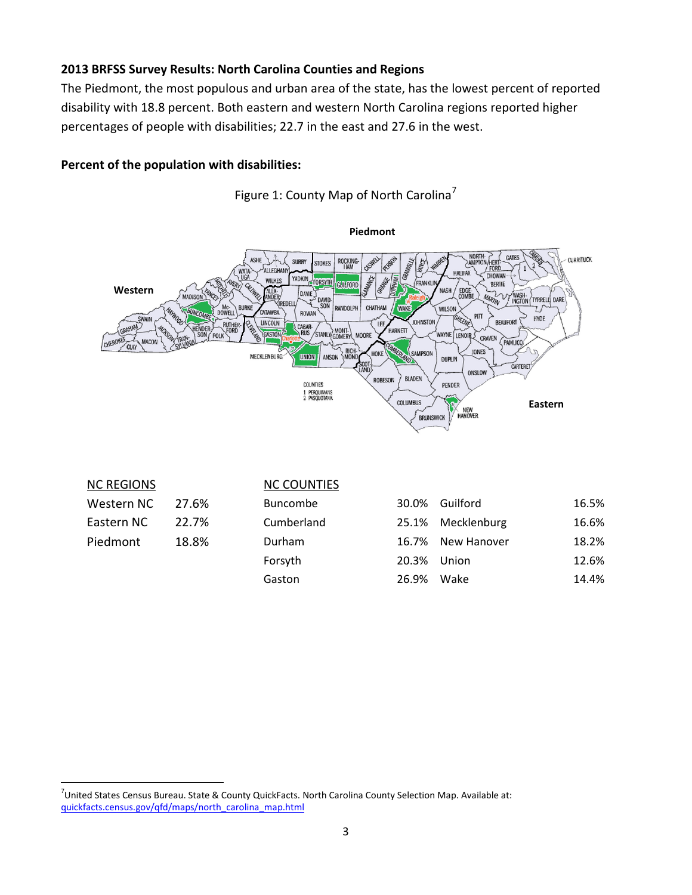**2013 BRFSS Survey Results: North Carolina Counties and Regions**

The Piedmont, the most populous and urban area of the state, has the lowest percent of reported disability with 18.8 percent. Both eastern and western North Carolina regions reported higher percentages of people with disabilities; 22.7 in the east and 27.6 in the west.

**Percent of the population with disabilities:**

Figure 1: County Map of North Carolina[7]

| NC REGIONS | |
|---|---|
| Western NC | 27.6% |
| Eastern NC | 22.7% |
| Piedmont | 18.8% |

| NC COUNTIES | | | |
|---|---|---|---|
| Buncombe | 30.0% | Guilford | 16.5% |
| Cumberland | 25.1% | Mecklenburg | 16.6% |
| Durham | 16.7% | New Hanover | 18.2% |
| Forsyth | 20.3% | Union | 12.6% |
| Gaston | 26.9% | Wake | 14.4% |

[7] United States Census Bureau. State & County QuickFacts. North Carolina County Selection Map. Available at: quickfacts.census.gov/qfd/maps/north_carolina_map.html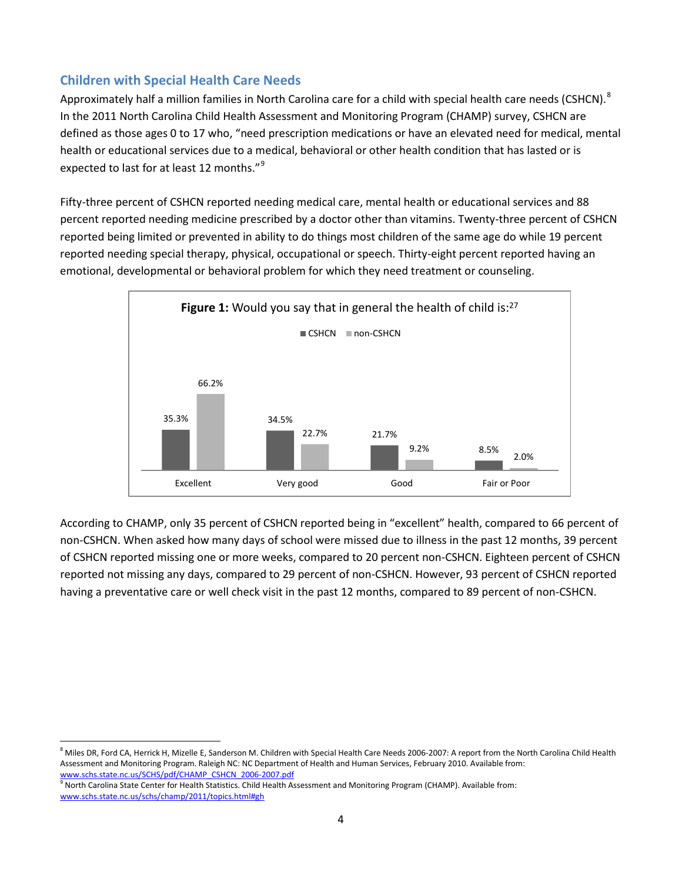## Children with Special Health Care Needs

Approximately half a million families in North Carolina care for a child with special health care needs (CSHCN).[8] In the 2011 North Carolina Child Health Assessment and Monitoring Program (CHAMP) survey, CSHCN are defined as those ages 0 to 17 who, "need prescription medications or have an elevated need for medical, mental health or educational services due to a medical, behavioral or other health condition that has lasted or is expected to last for at least 12 months."[9]

Fifty-three percent of CSHCN reported needing medical care, mental health or educational services and 88 percent reported needing medicine prescribed by a doctor other than vitamins. Twenty-three percent of CSHCN reported being limited or prevented in ability to do things most children of the same age do while 19 percent reported needing special therapy, physical, occupational or speech. Thirty-eight percent reported having an emotional, developmental or behavioral problem for which they need treatment or counseling.

**Figure 1:** Would you say that in general the health of child is:[27]

| | CSHCN | non-CSHCN |
|---|---|---|
| Excellent | 35.3% | 66.2% |
| Very good | 34.5% | 22.7% |
| Good | 21.7% | 9.2% |
| Fair or Poor | 8.5% | 2.0% |

According to CHAMP, only 35 percent of CSHCN reported being in "excellent" health, compared to 66 percent of non-CSHCN. When asked how many days of school were missed due to illness in the past 12 months, 39 percent of CSHCN reported missing one or more weeks, compared to 20 percent non-CSHCN. Eighteen percent of CSHCN reported not missing any days, compared to 29 percent of non-CSHCN. However, 93 percent of CSHCN reported having a preventative care or well check visit in the past 12 months, compared to 89 percent of non-CSHCN.

---

[8] Miles DR, Ford CA, Herrick H, Mizelle E, Sanderson M. Children with Special Health Care Needs 2006-2007: A report from the North Carolina Child Health Assessment and Monitoring Program. Raleigh NC: NC Department of Health and Human Services, February 2010. Available from: www.schs.state.nc.us/SCHS/pdf/CHAMP_CSHCN_2006-2007.pdf

[9] North Carolina State Center for Health Statistics. Child Health Assessment and Monitoring Program (CHAMP). Available from: www.schs.state.nc.us/schs/champ/2011/topics.html#gh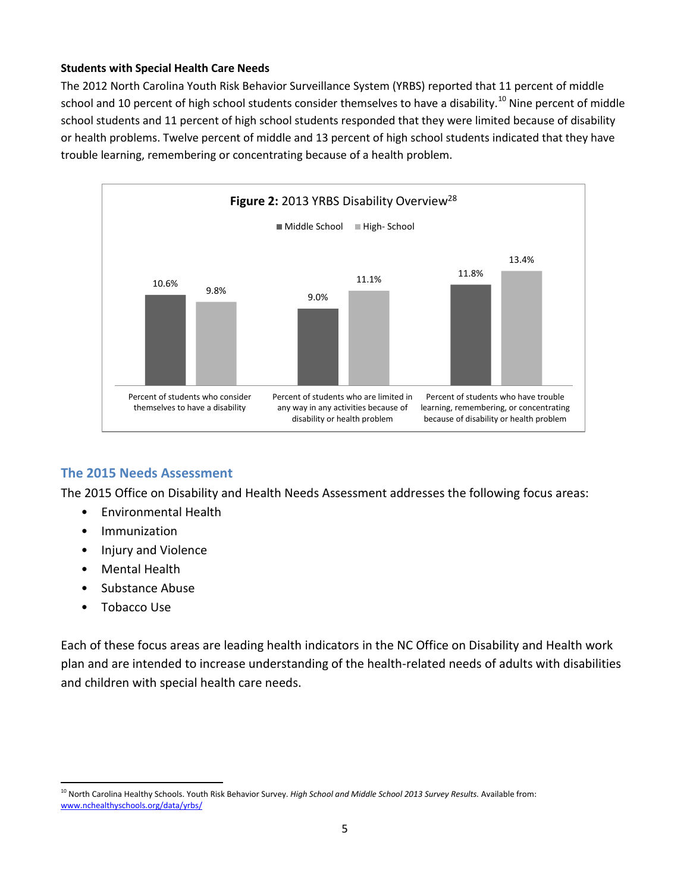**Students with Special Health Care Needs**

The 2012 North Carolina Youth Risk Behavior Surveillance System (YRBS) reported that 11 percent of middle school and 10 percent of high school students consider themselves to have a disability.[10] Nine percent of middle school students and 11 percent of high school students responded that they were limited because of disability or health problems. Twelve percent of middle and 13 percent of high school students indicated that they have trouble learning, remembering or concentrating because of a health problem.

**Figure 2:** 2013 YRBS Disability Overview[28]

| | Middle School | High- School |
|---|---|---|
| Percent of students who consider themselves to have a disability | 10.6% | 9.8% |
| Percent of students who are limited in any way in any activities because of disability or health problem | 9.0% | 11.1% |
| Percent of students who have trouble learning, remembering, or concentrating because of disability or health problem | 11.8% | 13.4% |

## The 2015 Needs Assessment

The 2015 Office on Disability and Health Needs Assessment addresses the following focus areas:

- Environmental Health
- Immunization
- Injury and Violence
- Mental Health
- Substance Abuse
- Tobacco Use

Each of these focus areas are leading health indicators in the NC Office on Disability and Health work plan and are intended to increase understanding of the health-related needs of adults with disabilities and children with special health care needs.

[10] North Carolina Healthy Schools. Youth Risk Behavior Survey. *High School and Middle School 2013 Survey Results.* Available from: www.nchealthyschools.org/data/yrbs/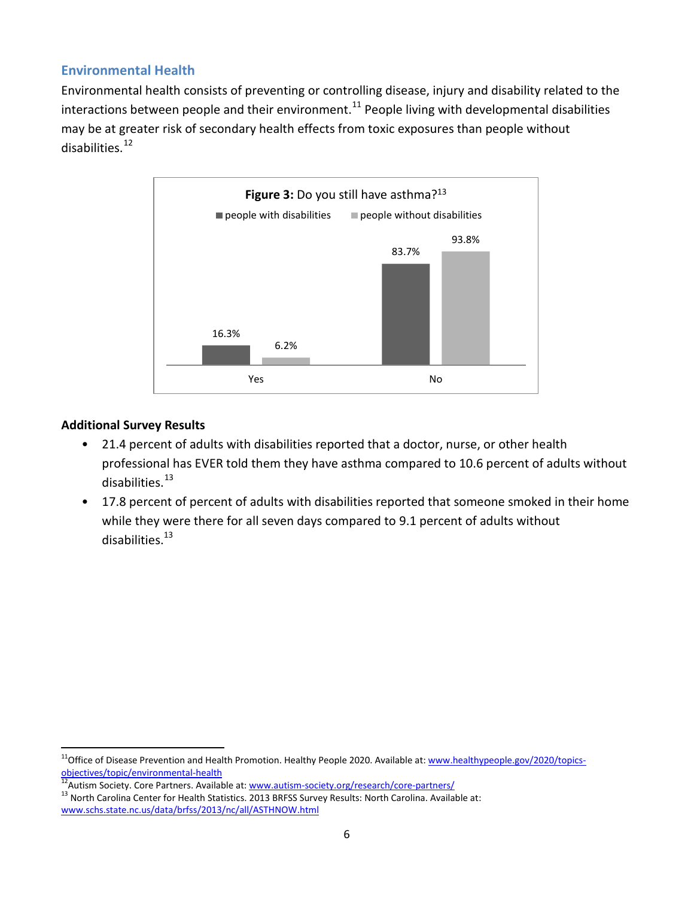## Environmental Health

Environmental health consists of preventing or controlling disease, injury and disability related to the interactions between people and their environment.[11] People living with developmental disabilities may be at greater risk of secondary health effects from toxic exposures than people without disabilities.[12]

**Figure 3:** Do you still have asthma?[13]

| | people with disabilities | people without disabilities |
|---|---|---|
| Yes | 16.3% | 6.2% |
| No | 83.7% | 93.8% |

**Additional Survey Results**

- 21.4 percent of adults with disabilities reported that a doctor, nurse, or other health professional has EVER told them they have asthma compared to 10.6 percent of adults without disabilities.[13]
- 17.8 percent of percent of adults with disabilities reported that someone smoked in their home while they were there for all seven days compared to 9.1 percent of adults without disabilities.[13]

---

[11] Office of Disease Prevention and Health Promotion. Healthy People 2020. Available at: www.healthypeople.gov/2020/topics-objectives/topic/environmental-health

[12] Autism Society. Core Partners. Available at: www.autism-society.org/research/core-partners/

[13] North Carolina Center for Health Statistics. 2013 BRFSS Survey Results: North Carolina. Available at: www.schs.state.nc.us/data/brfss/2013/nc/all/ASTHNOW.html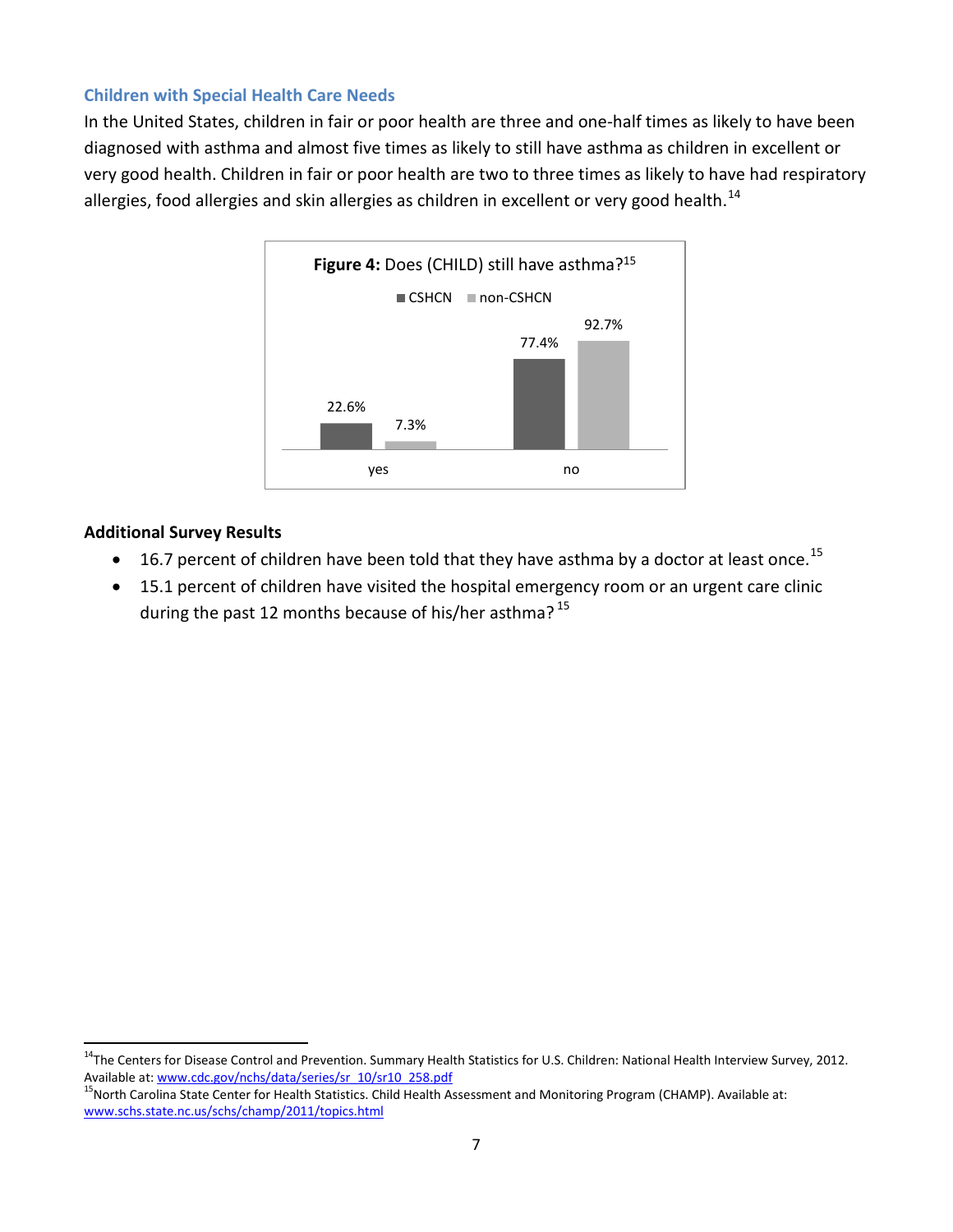### Children with Special Health Care Needs

In the United States, children in fair or poor health are three and one-half times as likely to have been diagnosed with asthma and almost five times as likely to still have asthma as children in excellent or very good health. Children in fair or poor health are two to three times as likely to have had respiratory allergies, food allergies and skin allergies as children in excellent or very good health.[14]

**Figure 4:** Does (CHILD) still have asthma?[15]

| | CSHCN | non-CSHCN |
|---|---|---|
| yes | 22.6% | 7.3% |
| no | 77.4% | 92.7% |

**Additional Survey Results**

- 16.7 percent of children have been told that they have asthma by a doctor at least once.[15]
- 15.1 percent of children have visited the hospital emergency room or an urgent care clinic during the past 12 months because of his/her asthma?[15]

---

[14]The Centers for Disease Control and Prevention. Summary Health Statistics for U.S. Children: National Health Interview Survey, 2012. Available at: www.cdc.gov/nchs/data/series/sr_10/sr10_258.pdf

[15]North Carolina State Center for Health Statistics. Child Health Assessment and Monitoring Program (CHAMP). Available at: www.schs.state.nc.us/schs/champ/2011/topics.html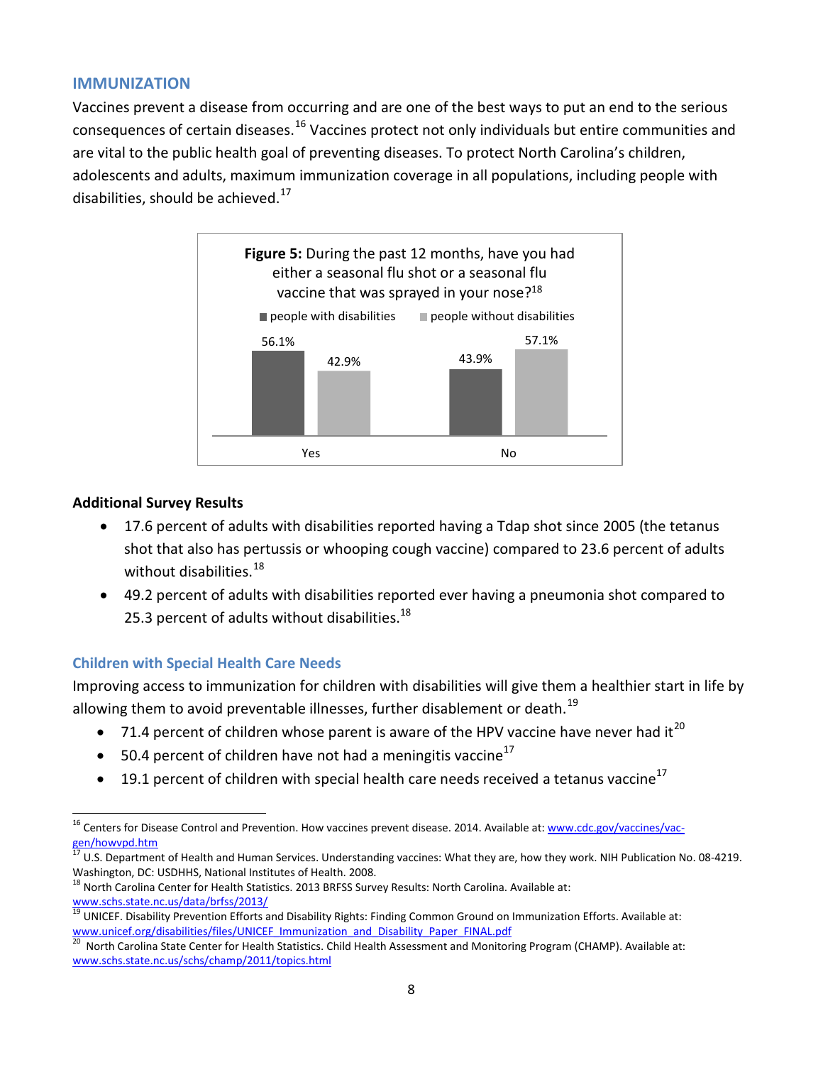## IMMUNIZATION

Vaccines prevent a disease from occurring and are one of the best ways to put an end to the serious consequences of certain diseases.[16] Vaccines protect not only individuals but entire communities and are vital to the public health goal of preventing diseases. To protect North Carolina's children, adolescents and adults, maximum immunization coverage in all populations, including people with disabilities, should be achieved.[17]

**Figure 5:** During the past 12 months, have you had either a seasonal flu shot or a seasonal flu vaccine that was sprayed in your nose?[18]

| | people with disabilities | people without disabilities |
|---|---|---|
| Yes | 56.1% | 42.9% |
| No | 43.9% | 57.1% |

### Additional Survey Results

- 17.6 percent of adults with disabilities reported having a Tdap shot since 2005 (the tetanus shot that also has pertussis or whooping cough vaccine) compared to 23.6 percent of adults without disabilities.[18]
- 49.2 percent of adults with disabilities reported ever having a pneumonia shot compared to 25.3 percent of adults without disabilities.[18]

### Children with Special Health Care Needs

Improving access to immunization for children with disabilities will give them a healthier start in life by allowing them to avoid preventable illnesses, further disablement or death.[19]

- 71.4 percent of children whose parent is aware of the HPV vaccine have never had it[20]
- 50.4 percent of children have not had a meningitis vaccine[17]
- 19.1 percent of children with special health care needs received a tetanus vaccine[17]

---

[16] Centers for Disease Control and Prevention. How vaccines prevent disease. 2014. Available at: www.cdc.gov/vaccines/vac-gen/howvpd.htm

[17] U.S. Department of Health and Human Services. Understanding vaccines: What they are, how they work. NIH Publication No. 08-4219. Washington, DC: USDHHS, National Institutes of Health. 2008.

[18] North Carolina Center for Health Statistics. 2013 BRFSS Survey Results: North Carolina. Available at: www.schs.state.nc.us/data/brfss/2013/

[19] UNICEF. Disability Prevention Efforts and Disability Rights: Finding Common Ground on Immunization Efforts. Available at: www.unicef.org/disabilities/files/UNICEF_Immunization_and_Disability_Paper_FINAL.pdf

[20] North Carolina State Center for Health Statistics. Child Health Assessment and Monitoring Program (CHAMP). Available at: www.schs.state.nc.us/schs/champ/2011/topics.html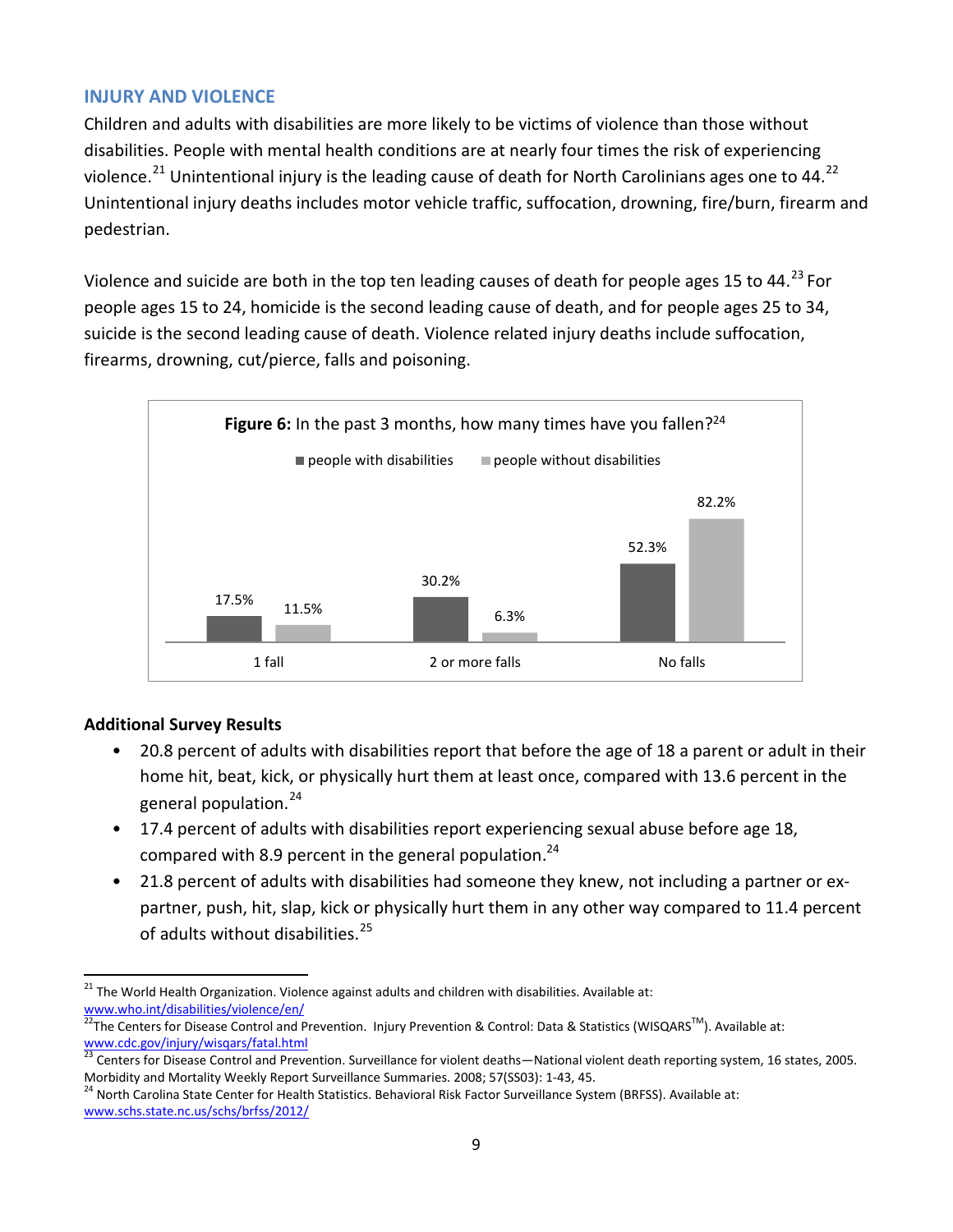## INJURY AND VIOLENCE

Children and adults with disabilities are more likely to be victims of violence than those without disabilities. People with mental health conditions are at nearly four times the risk of experiencing violence.[21] Unintentional injury is the leading cause of death for North Carolinians ages one to 44.[22] Unintentional injury deaths includes motor vehicle traffic, suffocation, drowning, fire/burn, firearm and pedestrian.

Violence and suicide are both in the top ten leading causes of death for people ages 15 to 44.[23] For people ages 15 to 24, homicide is the second leading cause of death, and for people ages 25 to 34, suicide is the second leading cause of death. Violence related injury deaths include suffocation, firearms, drowning, cut/pierce, falls and poisoning.

**Figure 6:** In the past 3 months, how many times have you fallen?[24]

| | people with disabilities | people without disabilities |
|---|---|---|
| 1 fall | 17.5% | 11.5% |
| 2 or more falls | 30.2% | 6.3% |
| No falls | 52.3% | 82.2% |

### Additional Survey Results

- 20.8 percent of adults with disabilities report that before the age of 18 a parent or adult in their home hit, beat, kick, or physically hurt them at least once, compared with 13.6 percent in the general population.[24]
- 17.4 percent of adults with disabilities report experiencing sexual abuse before age 18, compared with 8.9 percent in the general population.[24]
- 21.8 percent of adults with disabilities had someone they knew, not including a partner or ex-partner, push, hit, slap, kick or physically hurt them in any other way compared to 11.4 percent of adults without disabilities.[25]

---

[21] The World Health Organization. Violence against adults and children with disabilities. Available at: www.who.int/disabilities/violence/en/

[22] The Centers for Disease Control and Prevention. Injury Prevention & Control: Data & Statistics (WISQARS™). Available at: www.cdc.gov/injury/wisqars/fatal.html

[23] Centers for Disease Control and Prevention. Surveillance for violent deaths—National violent death reporting system, 16 states, 2005. Morbidity and Mortality Weekly Report Surveillance Summaries. 2008; 57(SS03): 1-43, 45.

[24] North Carolina State Center for Health Statistics. Behavioral Risk Factor Surveillance System (BRFSS). Available at: www.schs.state.nc.us/schs/brfss/2012/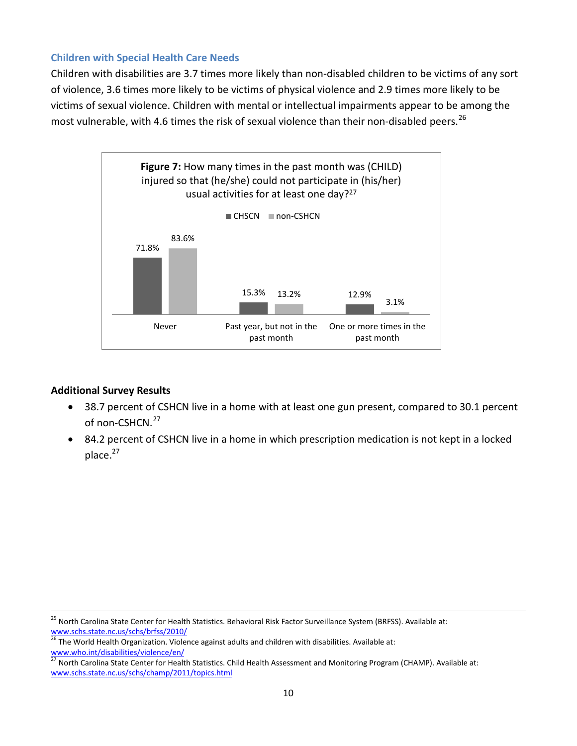### Children with Special Health Care Needs

Children with disabilities are 3.7 times more likely than non-disabled children to be victims of any sort of violence, 3.6 times more likely to be victims of physical violence and 2.9 times more likely to be victims of sexual violence. Children with mental or intellectual impairments appear to be among the most vulnerable, with 4.6 times the risk of sexual violence than their non-disabled peers.[26]

**Figure 7:** How many times in the past month was (CHILD) injured so that (he/she) could not participate in (his/her) usual activities for at least one day?[27]

| | CHSCN | non-CSHCN |
|---|---|---|
| Never | 71.8% | 83.6% |
| Past year, but not in the past month | 15.3% | 13.2% |
| One or more times in the past month | 12.9% | 3.1% |

**Additional Survey Results**

- 38.7 percent of CSHCN live in a home with at least one gun present, compared to 30.1 percent of non-CSHCN.[27]
- 84.2 percent of CSHCN live in a home in which prescription medication is not kept in a locked place.[27]

---

[25] North Carolina State Center for Health Statistics. Behavioral Risk Factor Surveillance System (BRFSS). Available at: www.schs.state.nc.us/schs/brfss/2010/

[26] The World Health Organization. Violence against adults and children with disabilities. Available at: www.who.int/disabilities/violence/en/

[27] North Carolina State Center for Health Statistics. Child Health Assessment and Monitoring Program (CHAMP). Available at: www.schs.state.nc.us/schs/champ/2011/topics.html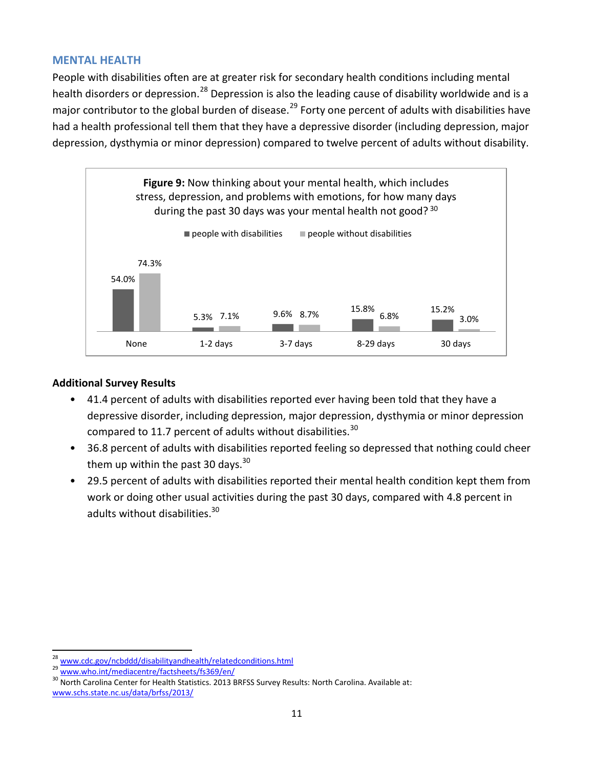## MENTAL HEALTH

People with disabilities often are at greater risk for secondary health conditions including mental health disorders or depression.[28] Depression is also the leading cause of disability worldwide and is a major contributor to the global burden of disease.[29] Forty one percent of adults with disabilities have had a health professional tell them that they have a depressive disorder (including depression, major depression, dysthymia or minor depression) compared to twelve percent of adults without disability.

**Figure 9:** Now thinking about your mental health, which includes stress, depression, and problems with emotions, for how many days during the past 30 days was your mental health not good?[30]

| | None | 1-2 days | 3-7 days | 8-29 days | 30 days |
|---|---|---|---|---|---|
| people with disabilities | 54.0% | 5.3% | 9.6% | 15.8% | 15.2% |
| people without disabilities | 74.3% | 7.1% | 8.7% | 6.8% | 3.0% |

### Additional Survey Results

- 41.4 percent of adults with disabilities reported ever having been told that they have a depressive disorder, including depression, major depression, dysthymia or minor depression compared to 11.7 percent of adults without disabilities.[30]
- 36.8 percent of adults with disabilities reported feeling so depressed that nothing could cheer them up within the past 30 days.[30]
- 29.5 percent of adults with disabilities reported their mental health condition kept them from work or doing other usual activities during the past 30 days, compared with 4.8 percent in adults without disabilities.[30]

---

[28] www.cdc.gov/ncbddd/disabilityandhealth/relatedconditions.html
[29] www.who.int/mediacentre/factsheets/fs369/en/
[30] North Carolina Center for Health Statistics. 2013 BRFSS Survey Results: North Carolina. Available at: www.schs.state.nc.us/data/brfss/2013/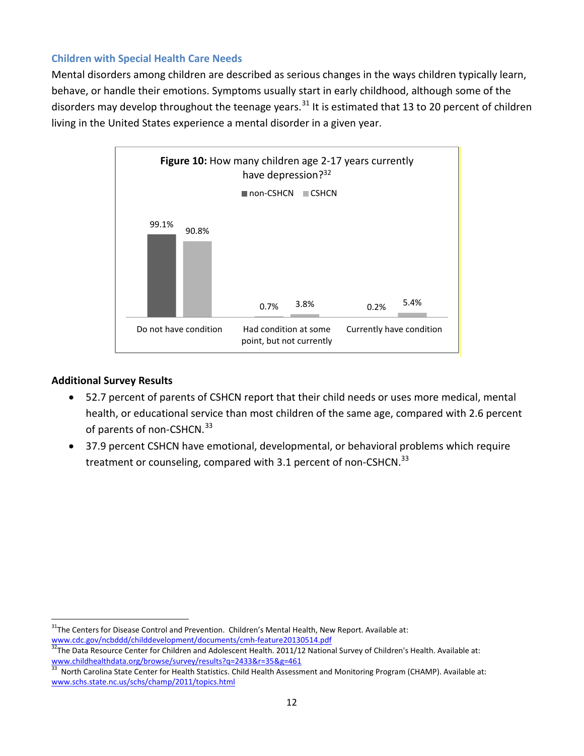### Children with Special Health Care Needs

Mental disorders among children are described as serious changes in the ways children typically learn, behave, or handle their emotions. Symptoms usually start in early childhood, although some of the disorders may develop throughout the teenage years.[31] It is estimated that 13 to 20 percent of children living in the United States experience a mental disorder in a given year.

**Figure 10:** How many children age 2-17 years currently have depression?[32]

| | non-CSHCN | CSHCN |
|---|---|---|
| Do not have condition | 99.1% | 90.8% |
| Had condition at some point, but not currently | 0.7% | 3.8% |
| Currently have condition | 0.2% | 5.4% |

**Additional Survey Results**

- 52.7 percent of parents of CSHCN report that their child needs or uses more medical, mental health, or educational service than most children of the same age, compared with 2.6 percent of parents of non-CSHCN.[33]
- 37.9 percent CSHCN have emotional, developmental, or behavioral problems which require treatment or counseling, compared with 3.1 percent of non-CSHCN.[33]

---

[31] The Centers for Disease Control and Prevention. Children's Mental Health, New Report. Available at: www.cdc.gov/ncbddd/childdevelopment/documents/cmh-feature20130514.pdf

[32] The Data Resource Center for Children and Adolescent Health. 2011/12 National Survey of Children's Health. Available at: www.childhealthdata.org/browse/survey/results?q=2433&r=35&g=461

[33] North Carolina State Center for Health Statistics. Child Health Assessment and Monitoring Program (CHAMP). Available at: www.schs.state.nc.us/schs/champ/2011/topics.html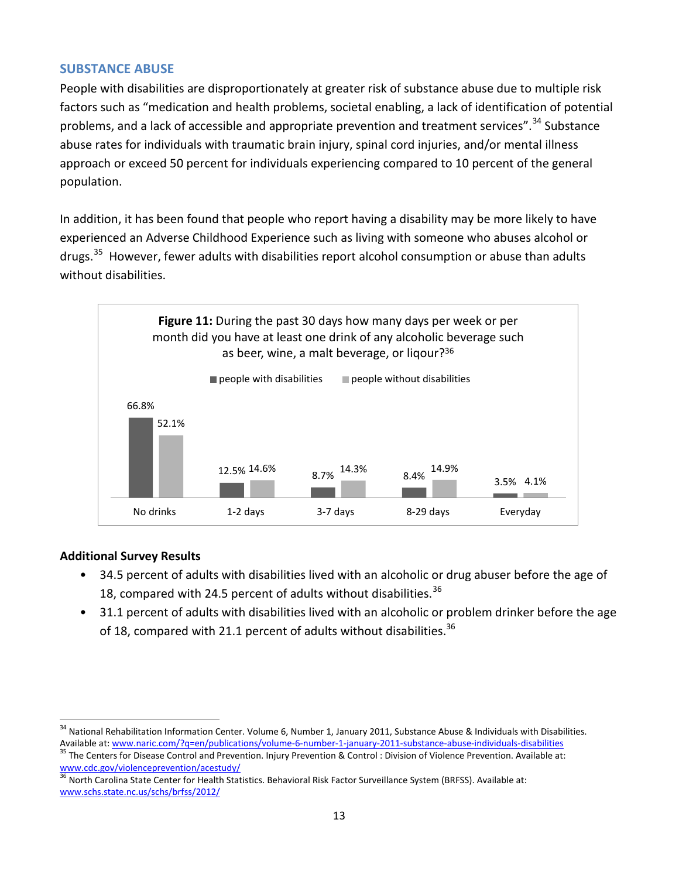## SUBSTANCE ABUSE

People with disabilities are disproportionately at greater risk of substance abuse due to multiple risk factors such as "medication and health problems, societal enabling, a lack of identification of potential problems, and a lack of accessible and appropriate prevention and treatment services".[34] Substance abuse rates for individuals with traumatic brain injury, spinal cord injuries, and/or mental illness approach or exceed 50 percent for individuals experiencing compared to 10 percent of the general population.

In addition, it has been found that people who report having a disability may be more likely to have experienced an Adverse Childhood Experience such as living with someone who abuses alcohol or drugs.[35] However, fewer adults with disabilities report alcohol consumption or abuse than adults without disabilities.

**Figure 11:** During the past 30 days how many days per week or per month did you have at least one drink of any alcoholic beverage such as beer, wine, a malt beverage, or liqour?[36]

| | people with disabilities | people without disabilities |
|---|---|---|
| No drinks | 66.8% | 52.1% |
| 1-2 days | 12.5% | 14.6% |
| 3-7 days | 8.7% | 14.3% |
| 8-29 days | 8.4% | 14.9% |
| Everyday | 3.5% | 4.1% |

### Additional Survey Results

- 34.5 percent of adults with disabilities lived with an alcoholic or drug abuser before the age of 18, compared with 24.5 percent of adults without disabilities.[36]
- 31.1 percent of adults with disabilities lived with an alcoholic or problem drinker before the age of 18, compared with 21.1 percent of adults without disabilities.[36]

---

[34] National Rehabilitation Information Center. Volume 6, Number 1, January 2011, Substance Abuse & Individuals with Disabilities. Available at: www.naric.com/?q=en/publications/volume-6-number-1-january-2011-substance-abuse-individuals-disabilities

[35] The Centers for Disease Control and Prevention. Injury Prevention & Control : Division of Violence Prevention. Available at: www.cdc.gov/violenceprevention/acestudy/

[36] North Carolina State Center for Health Statistics. Behavioral Risk Factor Surveillance System (BRFSS). Available at: www.schs.state.nc.us/schs/brfss/2012/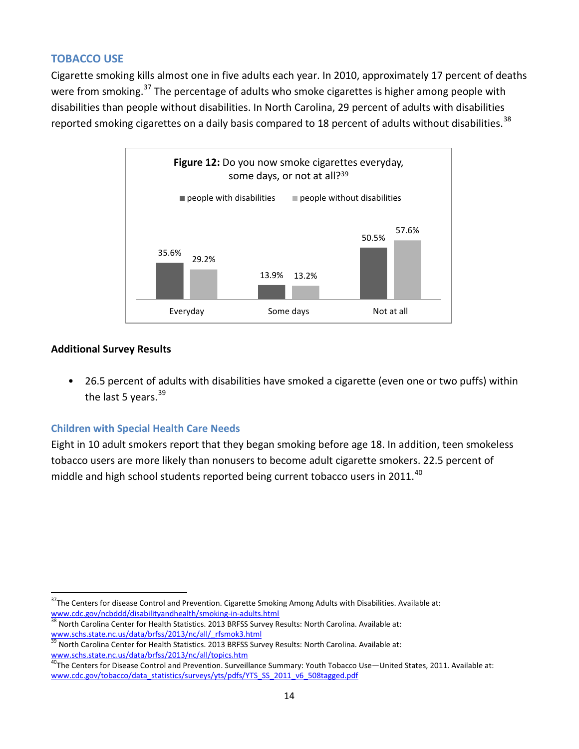## TOBACCO USE

Cigarette smoking kills almost one in five adults each year. In 2010, approximately 17 percent of deaths were from smoking.[37] The percentage of adults who smoke cigarettes is higher among people with disabilities than people without disabilities. In North Carolina, 29 percent of adults with disabilities reported smoking cigarettes on a daily basis compared to 18 percent of adults without disabilities.[38]

**Figure 12:** Do you now smoke cigarettes everyday, some days, or not at all?[39]

| | people with disabilities | people without disabilities |
|---|---|---|
| Everyday | 35.6% | 29.2% |
| Some days | 13.9% | 13.2% |
| Not at all | 50.5% | 57.6% |

**Additional Survey Results**

- 26.5 percent of adults with disabilities have smoked a cigarette (even one or two puffs) within the last 5 years.[39]

### Children with Special Health Care Needs

Eight in 10 adult smokers report that they began smoking before age 18. In addition, teen smokeless tobacco users are more likely than nonusers to become adult cigarette smokers. 22.5 percent of middle and high school students reported being current tobacco users in 2011.[40]

---

[37] The Centers for disease Control and Prevention. Cigarette Smoking Among Adults with Disabilities. Available at: www.cdc.gov/ncbddd/disabilityandhealth/smoking-in-adults.html

[38] North Carolina Center for Health Statistics. 2013 BRFSS Survey Results: North Carolina. Available at: www.schs.state.nc.us/data/brfss/2013/nc/all/_rfsmok3.html

[39] North Carolina Center for Health Statistics. 2013 BRFSS Survey Results: North Carolina. Available at: www.schs.state.nc.us/data/brfss/2013/nc/all/topics.htm

[40] The Centers for Disease Control and Prevention. Surveillance Summary: Youth Tobacco Use—United States, 2011. Available at: www.cdc.gov/tobacco/data_statistics/surveys/yts/pdfs/YTS_SS_2011_v6_508tagged.pdf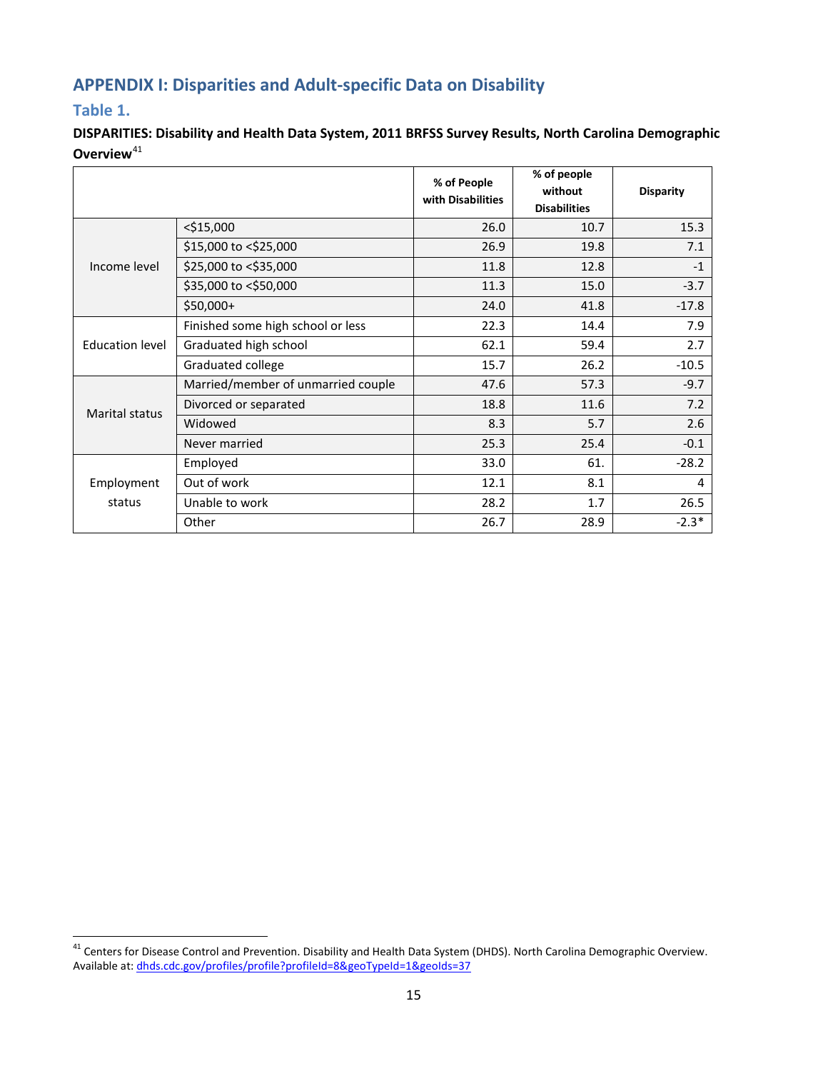## APPENDIX I: Disparities and Adult-specific Data on Disability

### Table 1.

**DISPARITIES: Disability and Health Data System, 2011 BRFSS Survey Results, North Carolina Demographic Overview**[41]

| | | % of People with Disabilities | % of people without Disabilities | Disparity |
|---|---|---|---|---|
| Income level | <$15,000 | 26.0 | 10.7 | 15.3 |
| | $15,000 to <$25,000 | 26.9 | 19.8 | 7.1 |
| | $25,000 to <$35,000 | 11.8 | 12.8 | -1 |
| | $35,000 to <$50,000 | 11.3 | 15.0 | -3.7 |
| | $50,000+ | 24.0 | 41.8 | -17.8 |
| Education level | Finished some high school or less | 22.3 | 14.4 | 7.9 |
| | Graduated high school | 62.1 | 59.4 | 2.7 |
| | Graduated college | 15.7 | 26.2 | -10.5 |
| Marital status | Married/member of unmarried couple | 47.6 | 57.3 | -9.7 |
| | Divorced or separated | 18.8 | 11.6 | 7.2 |
| | Widowed | 8.3 | 5.7 | 2.6 |
| | Never married | 25.3 | 25.4 | -0.1 |
| Employment status | Employed | 33.0 | 61. | -28.2 |
| | Out of work | 12.1 | 8.1 | 4 |
| | Unable to work | 28.2 | 1.7 | 26.5 |
| | Other | 26.7 | 28.9 | -2.3* |

[41] Centers for Disease Control and Prevention. Disability and Health Data System (DHDS). North Carolina Demographic Overview. Available at: dhds.cdc.gov/profiles/profile?profileId=8&geoTypeId=1&geoIds=37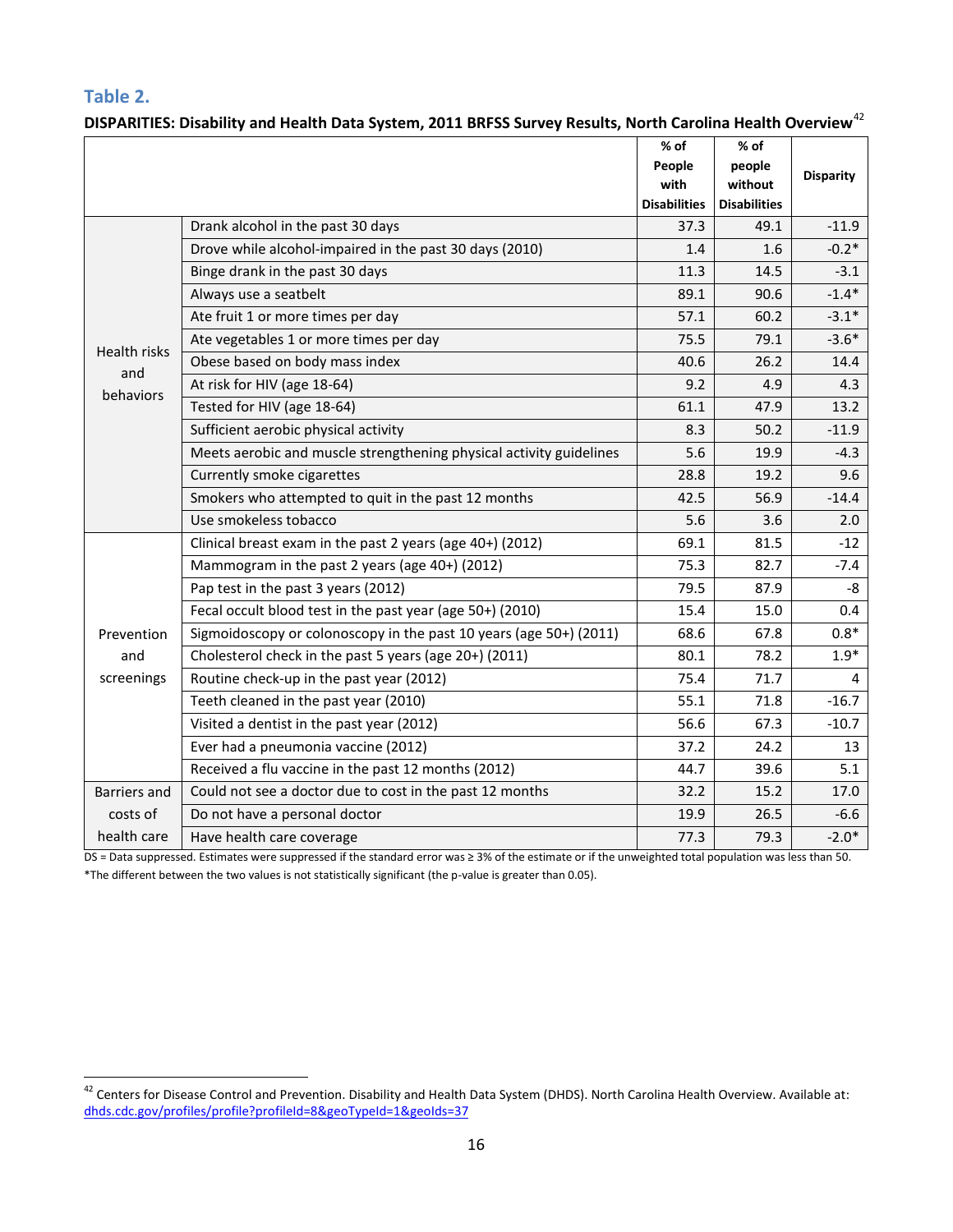### Table 2.

**DISPARITIES: Disability and Health Data System, 2011 BRFSS Survey Results, North Carolina Health Overview**[42]

| | | % of People with Disabilities | % of people without Disabilities | Disparity |
|---|---|---|---|---|
| Health risks and behaviors | Drank alcohol in the past 30 days | 37.3 | 49.1 | -11.9 |
| | Drove while alcohol-impaired in the past 30 days (2010) | 1.4 | 1.6 | -0.2* |
| | Binge drank in the past 30 days | 11.3 | 14.5 | -3.1 |
| | Always use a seatbelt | 89.1 | 90.6 | -1.4* |
| | Ate fruit 1 or more times per day | 57.1 | 60.2 | -3.1* |
| | Ate vegetables 1 or more times per day | 75.5 | 79.1 | -3.6* |
| | Obese based on body mass index | 40.6 | 26.2 | 14.4 |
| | At risk for HIV (age 18-64) | 9.2 | 4.9 | 4.3 |
| | Tested for HIV (age 18-64) | 61.1 | 47.9 | 13.2 |
| | Sufficient aerobic physical activity | 8.3 | 50.2 | -11.9 |
| | Meets aerobic and muscle strengthening physical activity guidelines | 5.6 | 19.9 | -4.3 |
| | Currently smoke cigarettes | 28.8 | 19.2 | 9.6 |
| | Smokers who attempted to quit in the past 12 months | 42.5 | 56.9 | -14.4 |
| | Use smokeless tobacco | 5.6 | 3.6 | 2.0 |
| Prevention and screenings | Clinical breast exam in the past 2 years (age 40+) (2012) | 69.1 | 81.5 | -12 |
| | Mammogram in the past 2 years (age 40+) (2012) | 75.3 | 82.7 | -7.4 |
| | Pap test in the past 3 years (2012) | 79.5 | 87.9 | -8 |
| | Fecal occult blood test in the past year (age 50+) (2010) | 15.4 | 15.0 | 0.4 |
| | Sigmoidoscopy or colonoscopy in the past 10 years (age 50+) (2011) | 68.6 | 67.8 | 0.8* |
| | Cholesterol check in the past 5 years (age 20+) (2011) | 80.1 | 78.2 | 1.9* |
| | Routine check-up in the past year (2012) | 75.4 | 71.7 | 4 |
| | Teeth cleaned in the past year (2010) | 55.1 | 71.8 | -16.7 |
| | Visited a dentist in the past year (2012) | 56.6 | 67.3 | -10.7 |
| | Ever had a pneumonia vaccine (2012) | 37.2 | 24.2 | 13 |
| | Received a flu vaccine in the past 12 months (2012) | 44.7 | 39.6 | 5.1 |
| Barriers and costs of health care | Could not see a doctor due to cost in the past 12 months | 32.2 | 15.2 | 17.0 |
| | Do not have a personal doctor | 19.9 | 26.5 | -6.6 |
| | Have health care coverage | 77.3 | 79.3 | -2.0* |

DS = Data suppressed. Estimates were suppressed if the standard error was ≥ 3% of the estimate or if the unweighted total population was less than 50.

*The different between the two values is not statistically significant (the p-value is greater than 0.05).

[42] Centers for Disease Control and Prevention. Disability and Health Data System (DHDS). North Carolina Health Overview. Available at: dhds.cdc.gov/profiles/profile?profileId=8&geoTypeId=1&geoIds=37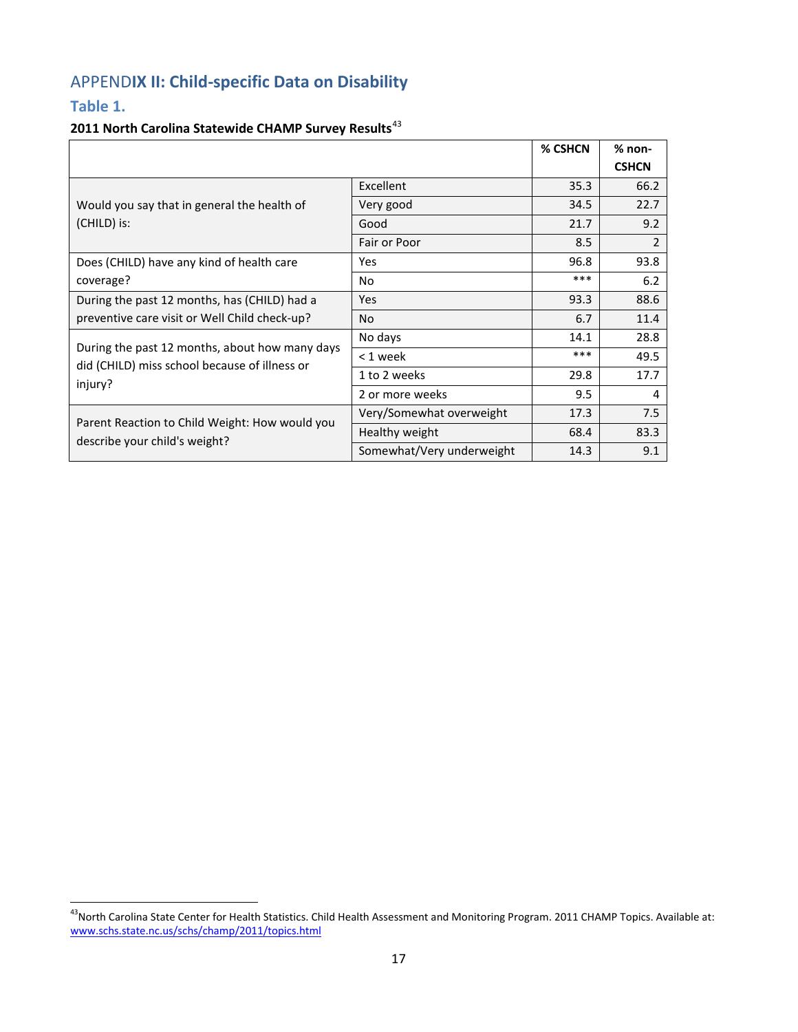## APPENDIX II: Child-specific Data on Disability

### Table 1.

**2011 North Carolina Statewide CHAMP Survey Results**[43]

| | | % CSHCN | % non-CSHCN |
|---|---|---|---|
| Would you say that in general the health of (CHILD) is: | Excellent | 35.3 | 66.2 |
| | Very good | 34.5 | 22.7 |
| | Good | 21.7 | 9.2 |
| | Fair or Poor | 8.5 | 2 |
| Does (CHILD) have any kind of health care coverage? | Yes | 96.8 | 93.8 |
| | No | *** | 6.2 |
| During the past 12 months, has (CHILD) had a preventive care visit or Well Child check-up? | Yes | 93.3 | 88.6 |
| | No | 6.7 | 11.4 |
| During the past 12 months, about how many days did (CHILD) miss school because of illness or injury? | No days | 14.1 | 28.8 |
| | < 1 week | *** | 49.5 |
| | 1 to 2 weeks | 29.8 | 17.7 |
| | 2 or more weeks | 9.5 | 4 |
| Parent Reaction to Child Weight: How would you describe your child's weight? | Very/Somewhat overweight | 17.3 | 7.5 |
| | Healthy weight | 68.4 | 83.3 |
| | Somewhat/Very underweight | 14.3 | 9.1 |

[43] North Carolina State Center for Health Statistics. Child Health Assessment and Monitoring Program. 2011 CHAMP Topics. Available at: www.schs.state.nc.us/schs/champ/2011/topics.html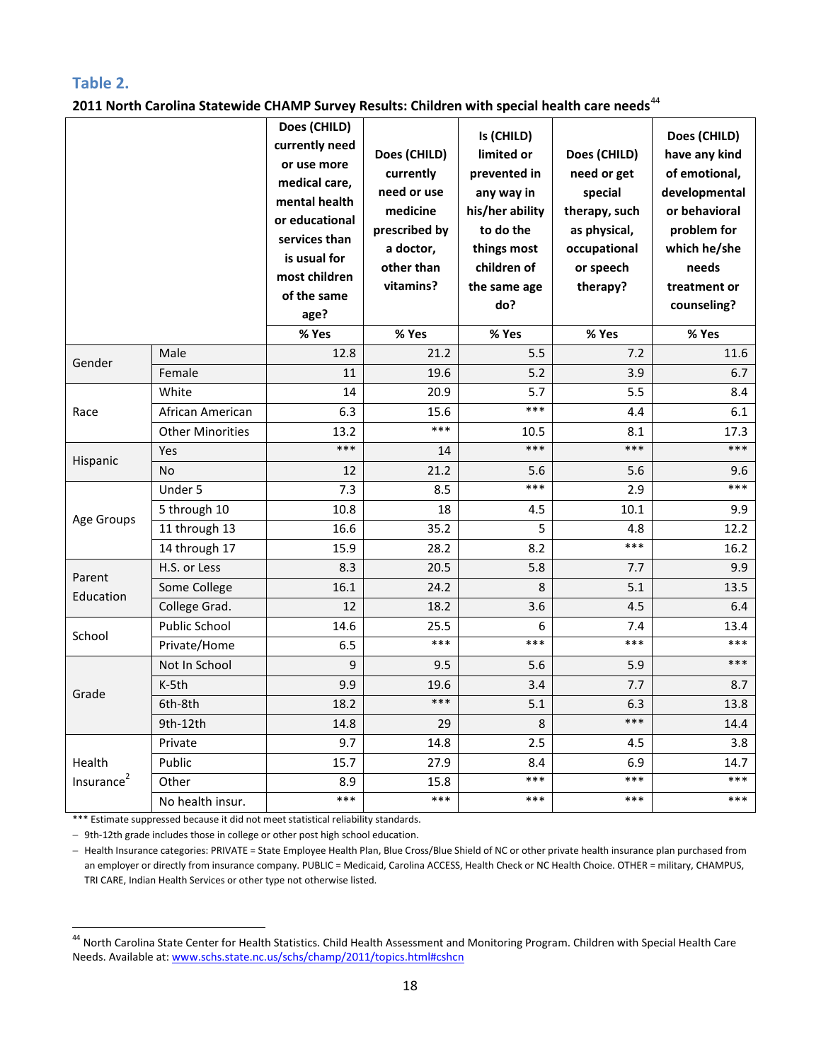## Table 2.

**2011 North Carolina Statewide CHAMP Survey Results: Children with special health care needs**[44]

| | | Does (CHILD) currently need or use more medical care, mental health or educational services than is usual for most children of the same age? | Does (CHILD) currently need or use medicine prescribed by a doctor, other than vitamins? | Is (CHILD) limited or prevented in any way in his/her ability to do the things most children of the same age do? | Does (CHILD) need or get special therapy, such as physical, occupational or speech therapy? | Does (CHILD) have any kind of emotional, developmental or behavioral problem for which he/she needs treatment or counseling? |
|---|---|---|---|---|---|---|
| | | % Yes | % Yes | % Yes | % Yes | % Yes |
| Gender | Male | 12.8 | 21.2 | 5.5 | 7.2 | 11.6 |
| | Female | 11 | 19.6 | 5.2 | 3.9 | 6.7 |
| Race | White | 14 | 20.9 | 5.7 | 5.5 | 8.4 |
| | African American | 6.3 | 15.6 | *** | 4.4 | 6.1 |
| | Other Minorities | 13.2 | *** | 10.5 | 8.1 | 17.3 |
| Hispanic | Yes | *** | 14 | *** | *** | *** |
| | No | 12 | 21.2 | 5.6 | 5.6 | 9.6 |
| Age Groups | Under 5 | 7.3 | 8.5 | *** | 2.9 | *** |
| | 5 through 10 | 10.8 | 18 | 4.5 | 10.1 | 9.9 |
| | 11 through 13 | 16.6 | 35.2 | 5 | 4.8 | 12.2 |
| | 14 through 17 | 15.9 | 28.2 | 8.2 | *** | 16.2 |
| Parent Education | H.S. or Less | 8.3 | 20.5 | 5.8 | 7.7 | 9.9 |
| | Some College | 16.1 | 24.2 | 8 | 5.1 | 13.5 |
| | College Grad. | 12 | 18.2 | 3.6 | 4.5 | 6.4 |
| School | Public School | 14.6 | 25.5 | 6 | 7.4 | 13.4 |
| | Private/Home | 6.5 | *** | *** | *** | *** |
| Grade | Not In School | 9 | 9.5 | 5.6 | 5.9 | *** |
| | K-5th | 9.9 | 19.6 | 3.4 | 7.7 | 8.7 |
| | 6th-8th | 18.2 | *** | 5.1 | 6.3 | 13.8 |
| | 9th-12th | 14.8 | 29 | 8 | *** | 14.4 |
| Health Insurance[2] | Private | 9.7 | 14.8 | 2.5 | 4.5 | 3.8 |
| | Public | 15.7 | 27.9 | 8.4 | 6.9 | 14.7 |
| | Other | 8.9 | 15.8 | *** | *** | *** |
| | No health insur. | *** | *** | *** | *** | *** |

*** Estimate suppressed because it did not meet statistical reliability standards.

– 9th-12th grade includes those in college or other post high school education.

– Health Insurance categories: PRIVATE = State Employee Health Plan, Blue Cross/Blue Shield of NC or other private health insurance plan purchased from an employer or directly from insurance company. PUBLIC = Medicaid, Carolina ACCESS, Health Check or NC Health Choice. OTHER = military, CHAMPUS, TRI CARE, Indian Health Services or other type not otherwise listed.

---

[44] North Carolina State Center for Health Statistics. Child Health Assessment and Monitoring Program. Children with Special Health Care Needs. Available at: www.schs.state.nc.us/schs/champ/2011/topics.html#cshcn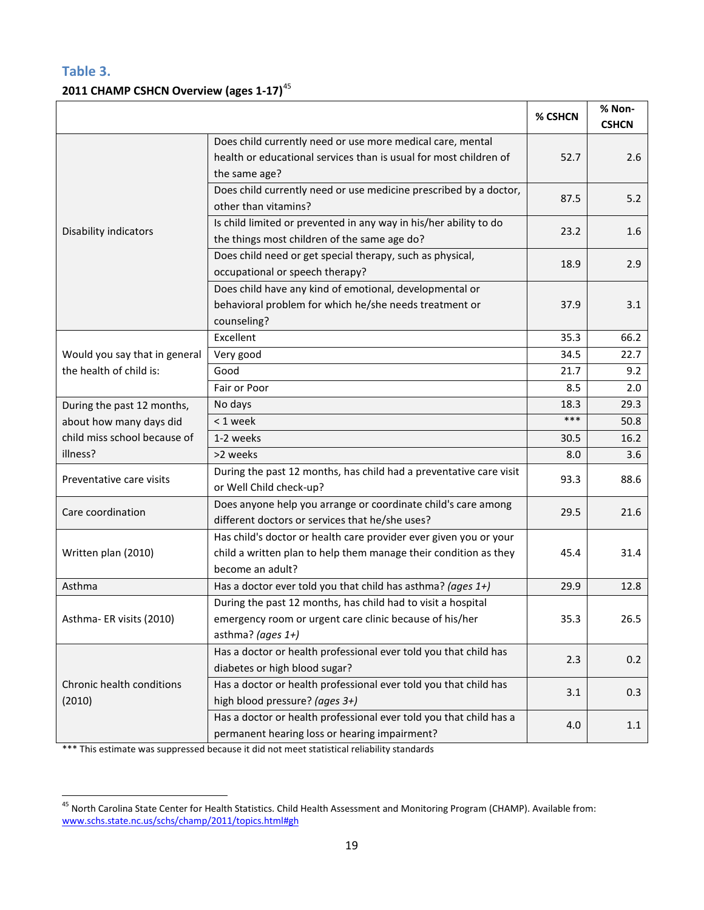### Table 3.

**2011 CHAMP CSHCN Overview (ages 1-17)**[45]

| | | % CSHCN | % Non-CSHCN |
|---|---|---|---|
| Disability indicators | Does child currently need or use more medical care, mental health or educational services than is usual for most children of the same age? | 52.7 | 2.6 |
| | Does child currently need or use medicine prescribed by a doctor, other than vitamins? | 87.5 | 5.2 |
| | Is child limited or prevented in any way in his/her ability to do the things most children of the same age do? | 23.2 | 1.6 |
| | Does child need or get special therapy, such as physical, occupational or speech therapy? | 18.9 | 2.9 |
| | Does child have any kind of emotional, developmental or behavioral problem for which he/she needs treatment or counseling? | 37.9 | 3.1 |
| Would you say that in general the health of child is: | Excellent | 35.3 | 66.2 |
| | Very good | 34.5 | 22.7 |
| | Good | 21.7 | 9.2 |
| | Fair or Poor | 8.5 | 2.0 |
| During the past 12 months, about how many days did child miss school because of illness? | No days | 18.3 | 29.3 |
| | < 1 week | *** | 50.8 |
| | 1-2 weeks | 30.5 | 16.2 |
| | >2 weeks | 8.0 | 3.6 |
| Preventative care visits | During the past 12 months, has child had a preventative care visit or Well Child check-up? | 93.3 | 88.6 |
| Care coordination | Does anyone help you arrange or coordinate child's care among different doctors or services that he/she uses? | 29.5 | 21.6 |
| Written plan (2010) | Has child's doctor or health care provider ever given you or your child a written plan to help them manage their condition as they become an adult? | 45.4 | 31.4 |
| Asthma | Has a doctor ever told you that child has asthma? *(ages 1+)* | 29.9 | 12.8 |
| Asthma- ER visits (2010) | During the past 12 months, has child had to visit a hospital emergency room or urgent care clinic because of his/her asthma? *(ages 1+)* | 35.3 | 26.5 |
| Chronic health conditions (2010) | Has a doctor or health professional ever told you that child has diabetes or high blood sugar? | 2.3 | 0.2 |
| | Has a doctor or health professional ever told you that child has high blood pressure? *(ages 3+)* | 3.1 | 0.3 |
| | Has a doctor or health professional ever told you that child has a permanent hearing loss or hearing impairment? | 4.0 | 1.1 |

*** This estimate was suppressed because it did not meet statistical reliability standards

[45] North Carolina State Center for Health Statistics. Child Health Assessment and Monitoring Program (CHAMP). Available from: www.schs.state.nc.us/schs/champ/2011/topics.html#gh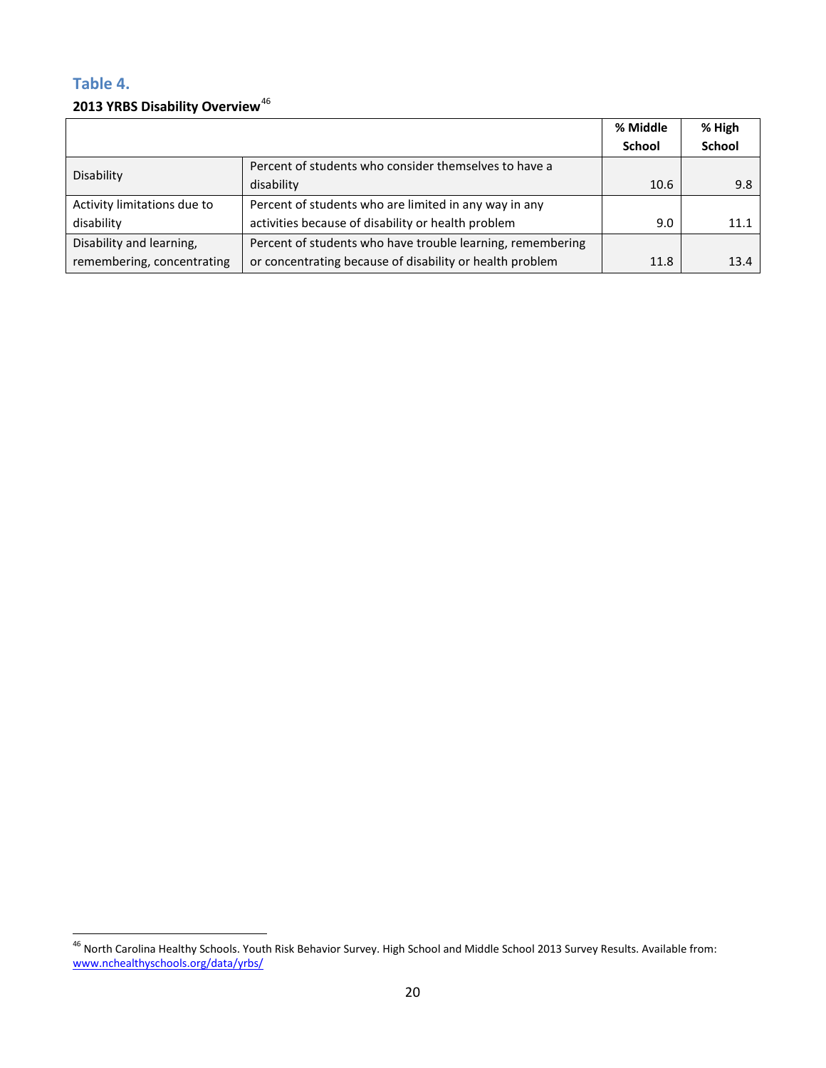### Table 4.

**2013 YRBS Disability Overview**[46]

| | | % Middle School | % High School |
|---|---|---|---|
| Disability | Percent of students who consider themselves to have a disability | 10.6 | 9.8 |
| Activity limitations due to disability | Percent of students who are limited in any way in any activities because of disability or health problem | 9.0 | 11.1 |
| Disability and learning, remembering, concentrating | Percent of students who have trouble learning, remembering or concentrating because of disability or health problem | 11.8 | 13.4 |

[46] North Carolina Healthy Schools. Youth Risk Behavior Survey. High School and Middle School 2013 Survey Results. Available from: www.nchealthyschools.org/data/yrbs/